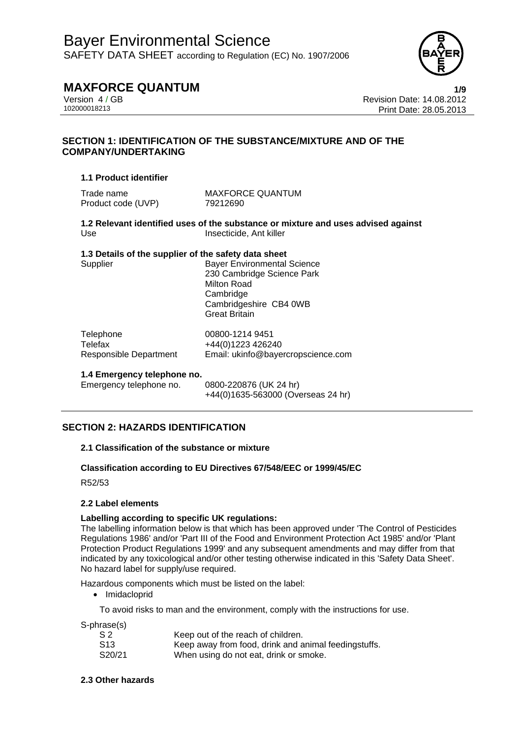# Bayer Environmental Science

SAFETY DATA SHEET according to Regulation (EC) No. 1907/2006

## MAXFORCE QUANTUM

Version 4 / GB
102000018213

Revision Date: 14.08.2012
Print Date: 28.05.2013

## SECTION 1: IDENTIFICATION OF THE SUBSTANCE/MIXTURE AND OF THE COMPANY/UNDERTAKING

### 1.1 Product identifier

| | |
|---|---|
| Trade name | MAXFORCE QUANTUM |
| Product code (UVP) | 79212690 |

### 1.2 Relevant identified uses of the substance or mixture and uses advised against

| | |
|---|---|
| Use | Insecticide, Ant killer |

### 1.3 Details of the supplier of the safety data sheet

| | |
|---|---|
| Supplier | Bayer Environmental Science<br>230 Cambridge Science Park<br>Milton Road<br>Cambridge<br>Cambridgeshire CB4 0WB<br>Great Britain |
| Telephone | 00800-1214 9451 |
| Telefax | +44(0)1223 426240 |
| Responsible Department | Email: ukinfo@bayercropscience.com |

### 1.4 Emergency telephone no.

| | |
|---|---|
| Emergency telephone no. | 0800-220876 (UK 24 hr)<br>+44(0)1635-563000 (Overseas 24 hr) |

## SECTION 2: HAZARDS IDENTIFICATION

### 2.1 Classification of the substance or mixture

**Classification according to EU Directives 67/548/EEC or 1999/45/EC**

R52/53

### 2.2 Label elements

**Labelling according to specific UK regulations:**

The labelling information below is that which has been approved under 'The Control of Pesticides Regulations 1986' and/or 'Part III of the Food and Environment Protection Act 1985' and/or 'Plant Protection Product Regulations 1999' and any subsequent amendments and may differ from that indicated by any toxicological and/or other testing otherwise indicated in this 'Safety Data Sheet'.
No hazard label for supply/use required.

Hazardous components which must be listed on the label:

- Imidacloprid

To avoid risks to man and the environment, comply with the instructions for use.

S-phrase(s)

| | |
|---|---|
| S 2 | Keep out of the reach of children. |
| S13 | Keep away from food, drink and animal feedingstuffs. |
| S20/21 | When using do not eat, drink or smoke. |

### 2.3 Other hazards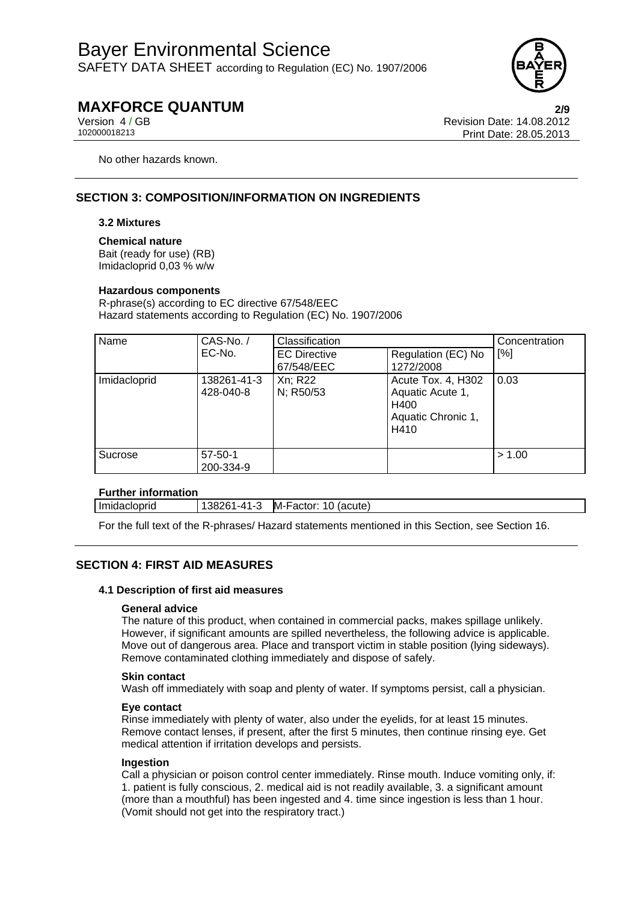No other hazards known.

## SECTION 3: COMPOSITION/INFORMATION ON INGREDIENTS

### 3.2 Mixtures

**Chemical nature**
Bait (ready for use) (RB)
Imidacloprid 0,03 % w/w

**Hazardous components**
R-phrase(s) according to EC directive 67/548/EEC
Hazard statements according to Regulation (EC) No. 1907/2006

| Name | CAS-No. / EC-No. | Classification | | Concentration [%] |
|---|---|---|---|---|
| | | EC Directive 67/548/EEC | Regulation (EC) No 1272/2008 | |
| Imidacloprid | 138261-41-3<br>428-040-8 | Xn; R22<br>N; R50/53 | Acute Tox. 4, H302<br>Aquatic Acute 1, H400<br>Aquatic Chronic 1, H410 | 0.03 |
| Sucrose | 57-50-1<br>200-334-9 | | | > 1.00 |

**Further information**

| Imidacloprid | 138261-41-3 | M-Factor: 10 (acute) |
|---|---|---|

For the full text of the R-phrases/ Hazard statements mentioned in this Section, see Section 16.

## SECTION 4: FIRST AID MEASURES

### 4.1 Description of first aid measures

**General advice**
The nature of this product, when contained in commercial packs, makes spillage unlikely. However, if significant amounts are spilled nevertheless, the following advice is applicable. Move out of dangerous area. Place and transport victim in stable position (lying sideways). Remove contaminated clothing immediately and dispose of safely.

**Skin contact**
Wash off immediately with soap and plenty of water. If symptoms persist, call a physician.

**Eye contact**
Rinse immediately with plenty of water, also under the eyelids, for at least 15 minutes. Remove contact lenses, if present, after the first 5 minutes, then continue rinsing eye. Get medical attention if irritation develops and persists.

**Ingestion**
Call a physician or poison control center immediately. Rinse mouth. Induce vomiting only, if: 1. patient is fully conscious, 2. medical aid is not readily available, 3. a significant amount (more than a mouthful) has been ingested and 4. time since ingestion is less than 1 hour. (Vomit should not get into the respiratory tract.)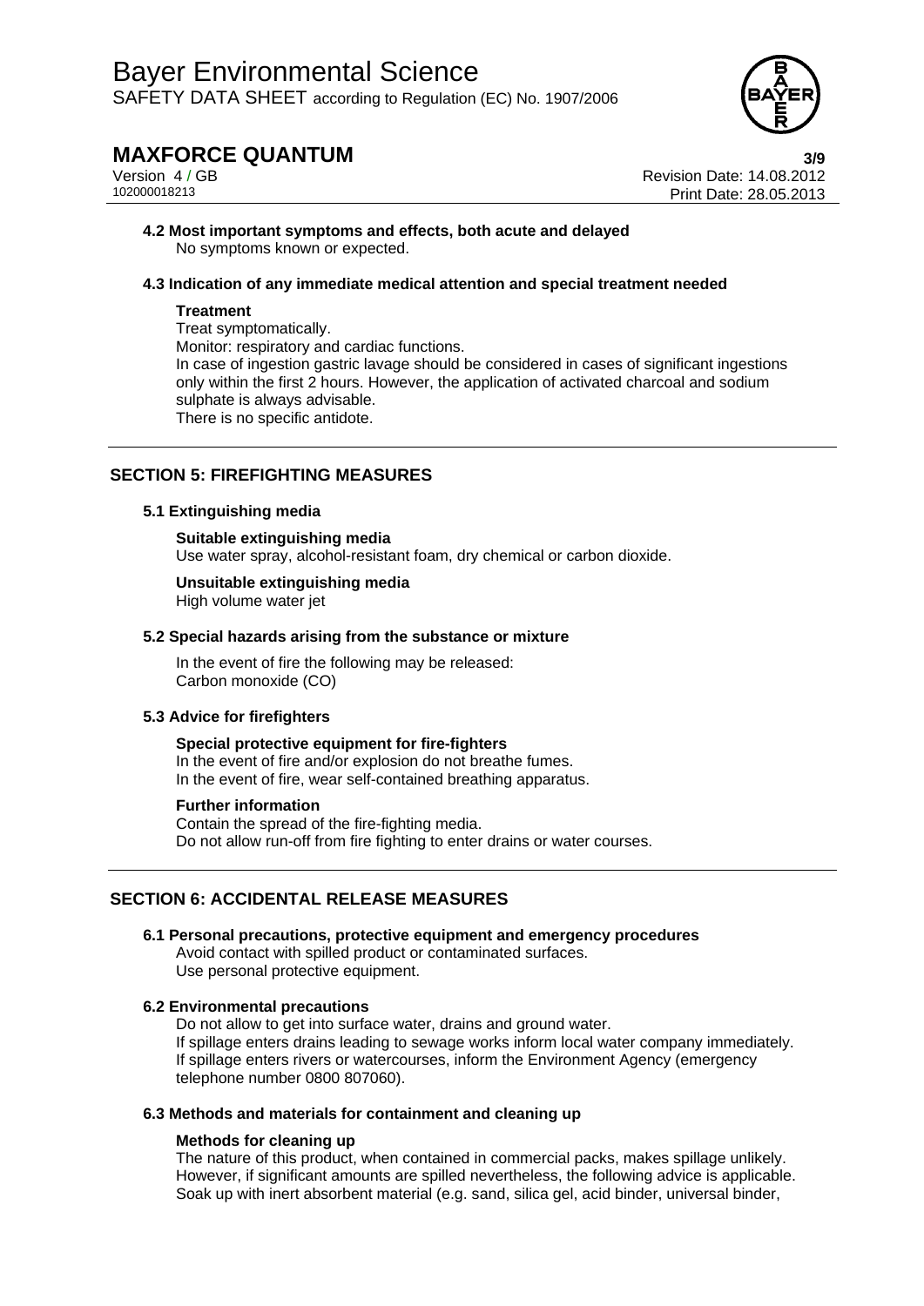#### 4.2 Most important symptoms and effects, both acute and delayed

No symptoms known or expected.

#### 4.3 Indication of any immediate medical attention and special treatment needed

**Treatment**

Treat symptomatically.
Monitor: respiratory and cardiac functions.
In case of ingestion gastric lavage should be considered in cases of significant ingestions only within the first 2 hours. However, the application of activated charcoal and sodium sulphate is always advisable.
There is no specific antidote.

## SECTION 5: FIREFIGHTING MEASURES

#### 5.1 Extinguishing media

**Suitable extinguishing media**
Use water spray, alcohol-resistant foam, dry chemical or carbon dioxide.

**Unsuitable extinguishing media**
High volume water jet

#### 5.2 Special hazards arising from the substance or mixture

In the event of fire the following may be released:
Carbon monoxide (CO)

#### 5.3 Advice for firefighters

**Special protective equipment for fire-fighters**
In the event of fire and/or explosion do not breathe fumes.
In the event of fire, wear self-contained breathing apparatus.

**Further information**
Contain the spread of the fire-fighting media.
Do not allow run-off from fire fighting to enter drains or water courses.

## SECTION 6: ACCIDENTAL RELEASE MEASURES

#### 6.1 Personal precautions, protective equipment and emergency procedures

Avoid contact with spilled product or contaminated surfaces.
Use personal protective equipment.

#### 6.2 Environmental precautions

Do not allow to get into surface water, drains and ground water.
If spillage enters drains leading to sewage works inform local water company immediately.
If spillage enters rivers or watercourses, inform the Environment Agency (emergency telephone number 0800 807060).

#### 6.3 Methods and materials for containment and cleaning up

**Methods for cleaning up**

The nature of this product, when contained in commercial packs, makes spillage unlikely. However, if significant amounts are spilled nevertheless, the following advice is applicable. Soak up with inert absorbent material (e.g. sand, silica gel, acid binder, universal binder,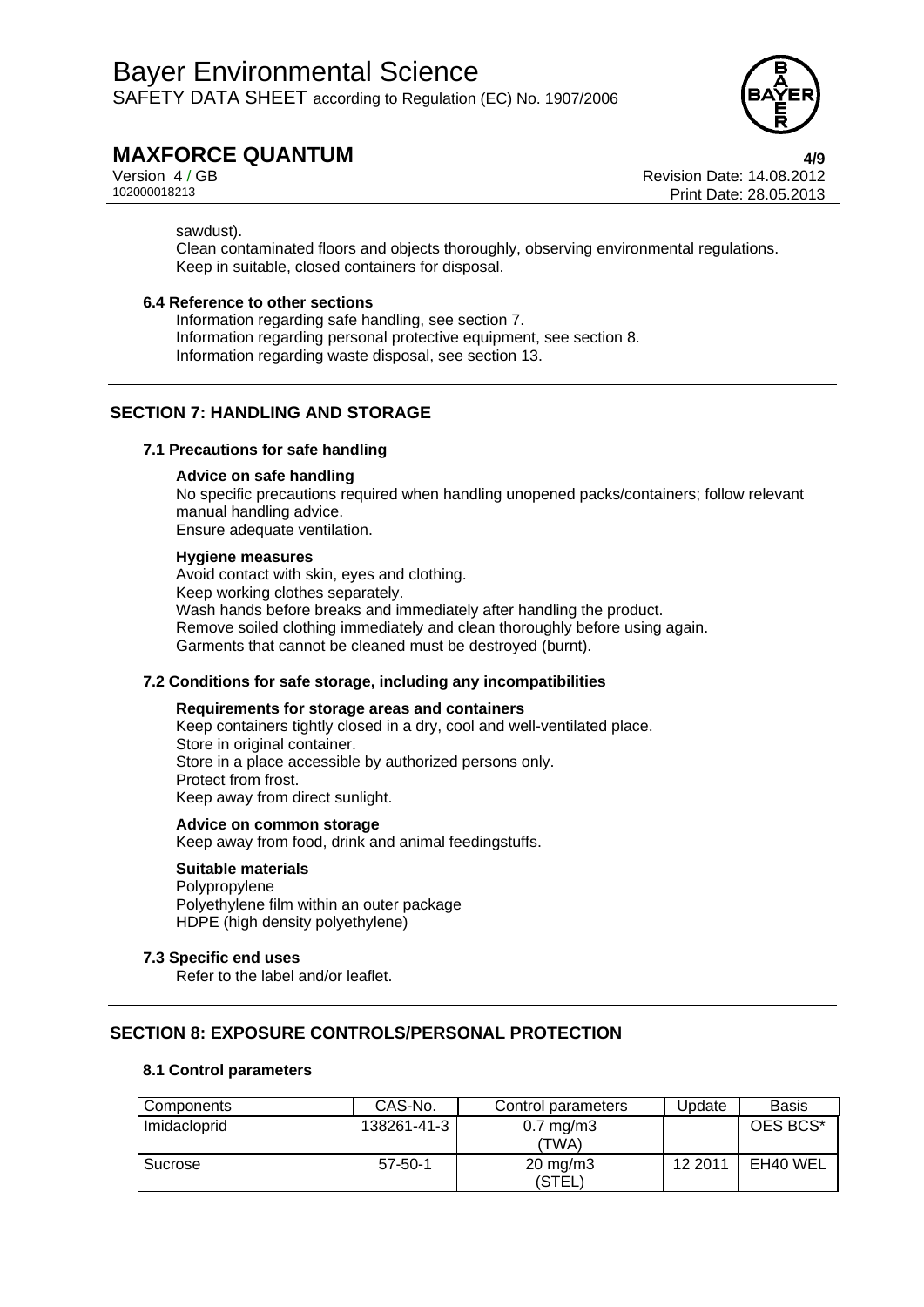sawdust).
Clean contaminated floors and objects thoroughly, observing environmental regulations.
Keep in suitable, closed containers for disposal.

### 6.4 Reference to other sections

Information regarding safe handling, see section 7.
Information regarding personal protective equipment, see section 8.
Information regarding waste disposal, see section 13.

## SECTION 7: HANDLING AND STORAGE

### 7.1 Precautions for safe handling

**Advice on safe handling**
No specific precautions required when handling unopened packs/containers; follow relevant manual handling advice.
Ensure adequate ventilation.

**Hygiene measures**
Avoid contact with skin, eyes and clothing.
Keep working clothes separately.
Wash hands before breaks and immediately after handling the product.
Remove soiled clothing immediately and clean thoroughly before using again.
Garments that cannot be cleaned must be destroyed (burnt).

### 7.2 Conditions for safe storage, including any incompatibilities

**Requirements for storage areas and containers**
Keep containers tightly closed in a dry, cool and well-ventilated place.
Store in original container.
Store in a place accessible by authorized persons only.
Protect from frost.
Keep away from direct sunlight.

**Advice on common storage**
Keep away from food, drink and animal feedingstuffs.

**Suitable materials**
Polypropylene
Polyethylene film within an outer package
HDPE (high density polyethylene)

### 7.3 Specific end uses

Refer to the label and/or leaflet.

## SECTION 8: EXPOSURE CONTROLS/PERSONAL PROTECTION

### 8.1 Control parameters

| Components | CAS-No. | Control parameters | Update | Basis |
|---|---|---|---|---|
| Imidacloprid | 138261-41-3 | 0.7 mg/m3 (TWA) | | OES BCS* |
| Sucrose | 57-50-1 | 20 mg/m3 (STEL) | 12 2011 | EH40 WEL |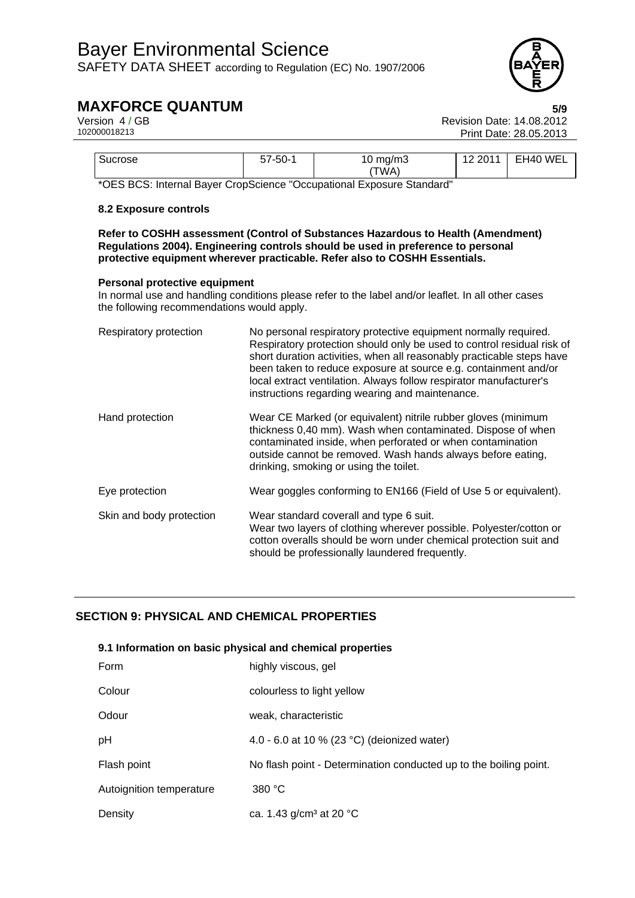| Sucrose | 57-50-1 | 10 mg/m3 (TWA) | 12 2011 | EH40 WEL |
|---|---|---|---|---|

*OES BCS: Internal Bayer CropScience "Occupational Exposure Standard"

**8.2 Exposure controls**

**Refer to COSHH assessment (Control of Substances Hazardous to Health (Amendment) Regulations 2004). Engineering controls should be used in preference to personal protective equipment wherever practicable. Refer also to COSHH Essentials.**

**Personal protective equipment**

In normal use and handling conditions please refer to the label and/or leaflet. In all other cases the following recommendations would apply.

| | |
|---|---|
| Respiratory protection | No personal respiratory protective equipment normally required. Respiratory protection should only be used to control residual risk of short duration activities, when all reasonably practicable steps have been taken to reduce exposure at source e.g. containment and/or local extract ventilation. Always follow respirator manufacturer's instructions regarding wearing and maintenance. |
| Hand protection | Wear CE Marked (or equivalent) nitrile rubber gloves (minimum thickness 0,40 mm). Wash when contaminated. Dispose of when contaminated inside, when perforated or when contamination outside cannot be removed. Wash hands always before eating, drinking, smoking or using the toilet. |
| Eye protection | Wear goggles conforming to EN166 (Field of Use 5 or equivalent). |
| Skin and body protection | Wear standard coverall and type 6 suit. Wear two layers of clothing wherever possible. Polyester/cotton or cotton overalls should be worn under chemical protection suit and should be professionally laundered frequently. |

## SECTION 9: PHYSICAL AND CHEMICAL PROPERTIES

**9.1 Information on basic physical and chemical properties**

| | |
|---|---|
| Form | highly viscous, gel |
| Colour | colourless to light yellow |
| Odour | weak, characteristic |
| pH | 4.0 - 6.0 at 10 % (23 °C) (deionized water) |
| Flash point | No flash point - Determination conducted up to the boiling point. |
| Autoignition temperature | 380 °C |
| Density | ca. 1.43 g/cm³ at 20 °C |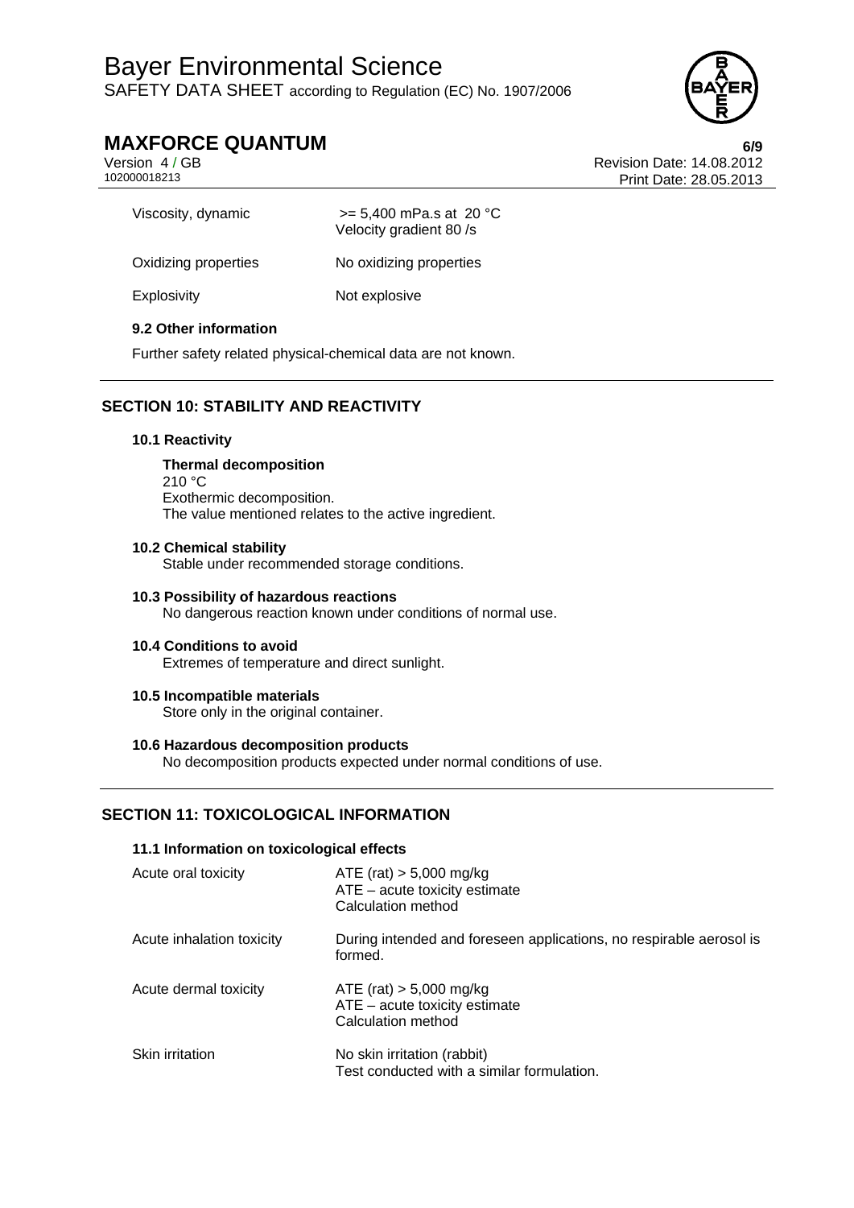| | |
|---|---|
| Viscosity, dynamic | >= 5,400 mPa.s at 20 °C<br>Velocity gradient 80 /s |
| Oxidizing properties | No oxidizing properties |
| Explosivity | Not explosive |

### 9.2 Other information

Further safety related physical-chemical data are not known.

## SECTION 10: STABILITY AND REACTIVITY

### 10.1 Reactivity

**Thermal decomposition**
210 °C
Exothermic decomposition.
The value mentioned relates to the active ingredient.

### 10.2 Chemical stability

Stable under recommended storage conditions.

### 10.3 Possibility of hazardous reactions

No dangerous reaction known under conditions of normal use.

### 10.4 Conditions to avoid

Extremes of temperature and direct sunlight.

### 10.5 Incompatible materials

Store only in the original container.

### 10.6 Hazardous decomposition products

No decomposition products expected under normal conditions of use.

## SECTION 11: TOXICOLOGICAL INFORMATION

### 11.1 Information on toxicological effects

| | |
|---|---|
| Acute oral toxicity | ATE (rat) > 5,000 mg/kg<br>ATE – acute toxicity estimate<br>Calculation method |
| Acute inhalation toxicity | During intended and foreseen applications, no respirable aerosol is formed. |
| Acute dermal toxicity | ATE (rat) > 5,000 mg/kg<br>ATE – acute toxicity estimate<br>Calculation method |
| Skin irritation | No skin irritation (rabbit)<br>Test conducted with a similar formulation. |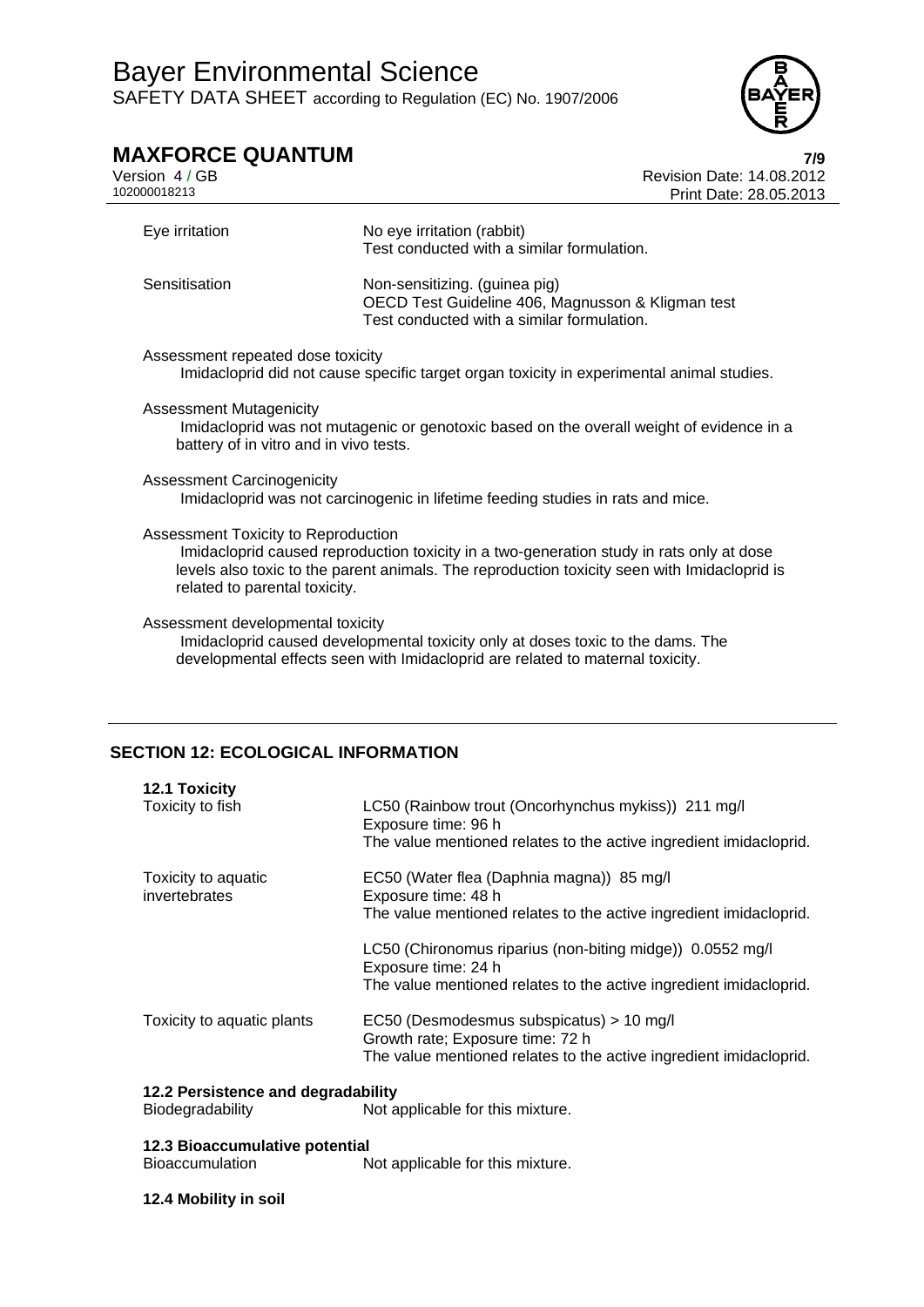| | |
|---|---|
| Eye irritation | No eye irritation (rabbit)<br>Test conducted with a similar formulation. |
| Sensitisation | Non-sensitizing. (guinea pig)<br>OECD Test Guideline 406, Magnusson & Kligman test<br>Test conducted with a similar formulation. |

Assessment repeated dose toxicity

Imidacloprid did not cause specific target organ toxicity in experimental animal studies.

Assessment Mutagenicity

Imidacloprid was not mutagenic or genotoxic based on the overall weight of evidence in a battery of in vitro and in vivo tests.

Assessment Carcinogenicity

Imidacloprid was not carcinogenic in lifetime feeding studies in rats and mice.

Assessment Toxicity to Reproduction

Imidacloprid caused reproduction toxicity in a two-generation study in rats only at dose levels also toxic to the parent animals. The reproduction toxicity seen with Imidacloprid is related to parental toxicity.

Assessment developmental toxicity

Imidacloprid caused developmental toxicity only at doses toxic to the dams. The developmental effects seen with Imidacloprid are related to maternal toxicity.

## SECTION 12: ECOLOGICAL INFORMATION

### 12.1 Toxicity

| | |
|---|---|
| Toxicity to fish | LC50 (Rainbow trout (Oncorhynchus mykiss)) 211 mg/l<br>Exposure time: 96 h<br>The value mentioned relates to the active ingredient imidacloprid. |
| Toxicity to aquatic invertebrates | EC50 (Water flea (Daphnia magna)) 85 mg/l<br>Exposure time: 48 h<br>The value mentioned relates to the active ingredient imidacloprid. |
| | LC50 (Chironomus riparius (non-biting midge)) 0.0552 mg/l<br>Exposure time: 24 h<br>The value mentioned relates to the active ingredient imidacloprid. |
| Toxicity to aquatic plants | EC50 (Desmodesmus subspicatus) > 10 mg/l<br>Growth rate; Exposure time: 72 h<br>The value mentioned relates to the active ingredient imidacloprid. |

### 12.2 Persistence and degradability

| | |
|---|---|
| Biodegradability | Not applicable for this mixture. |

### 12.3 Bioaccumulative potential

| | |
|---|---|
| Bioaccumulation | Not applicable for this mixture. |

### 12.4 Mobility in soil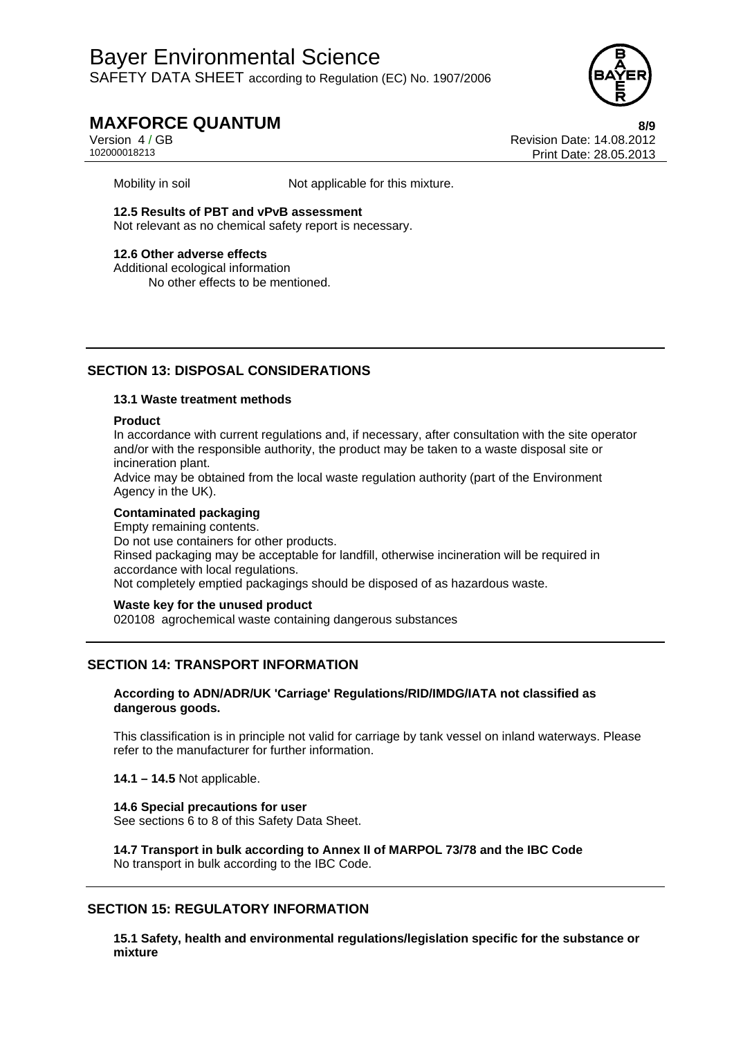Mobility in soil Not applicable for this mixture.

**12.5 Results of PBT and vPvB assessment**

Not relevant as no chemical safety report is necessary.

**12.6 Other adverse effects**

Additional ecological information

No other effects to be mentioned.

## SECTION 13: DISPOSAL CONSIDERATIONS

**13.1 Waste treatment methods**

**Product**

In accordance with current regulations and, if necessary, after consultation with the site operator and/or with the responsible authority, the product may be taken to a waste disposal site or incineration plant.

Advice may be obtained from the local waste regulation authority (part of the Environment Agency in the UK).

**Contaminated packaging**

Empty remaining contents.

Do not use containers for other products.

Rinsed packaging may be acceptable for landfill, otherwise incineration will be required in accordance with local regulations.

Not completely emptied packagings should be disposed of as hazardous waste.

**Waste key for the unused product**

020108 agrochemical waste containing dangerous substances

## SECTION 14: TRANSPORT INFORMATION

**According to ADN/ADR/UK 'Carriage' Regulations/RID/IMDG/IATA not classified as dangerous goods.**

This classification is in principle not valid for carriage by tank vessel on inland waterways. Please refer to the manufacturer for further information.

**14.1 – 14.5** Not applicable.

**14.6 Special precautions for user**

See sections 6 to 8 of this Safety Data Sheet.

**14.7 Transport in bulk according to Annex II of MARPOL 73/78 and the IBC Code**

No transport in bulk according to the IBC Code.

## SECTION 15: REGULATORY INFORMATION

**15.1 Safety, health and environmental regulations/legislation specific for the substance or mixture**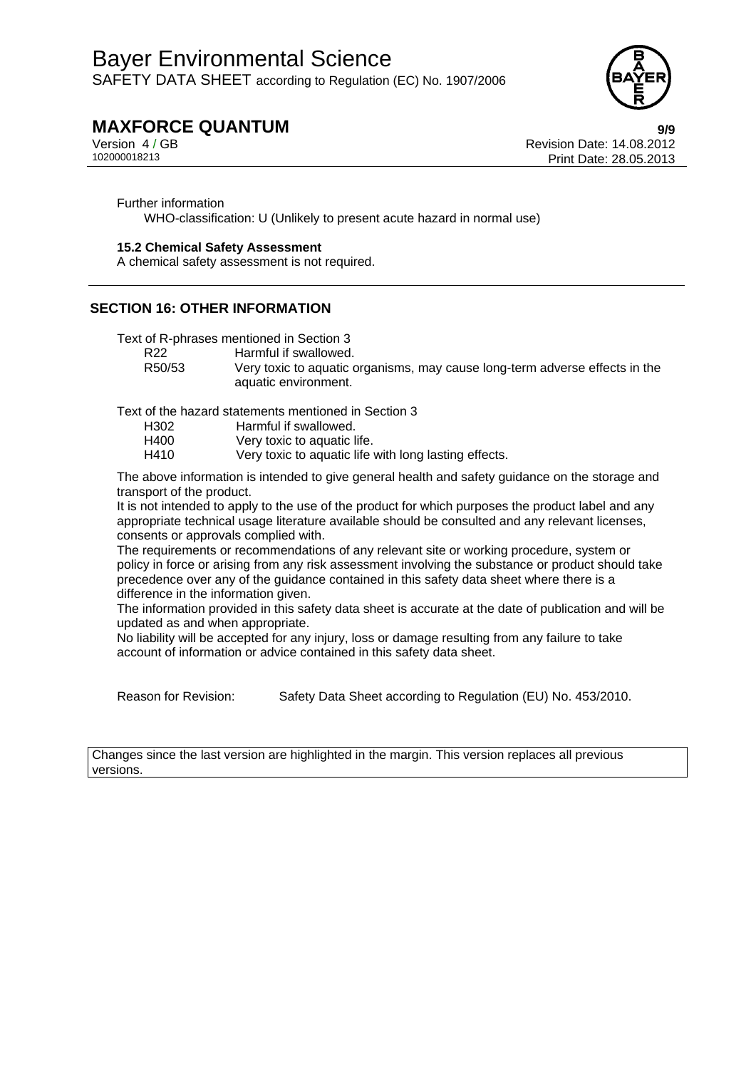Further information

WHO-classification: U (Unlikely to present acute hazard in normal use)

**15.2 Chemical Safety Assessment**

A chemical safety assessment is not required.

## SECTION 16: OTHER INFORMATION

Text of R-phrases mentioned in Section 3

| | |
|---|---|
| R22 | Harmful if swallowed. |
| R50/53 | Very toxic to aquatic organisms, may cause long-term adverse effects in the aquatic environment. |

Text of the hazard statements mentioned in Section 3

| | |
|---|---|
| H302 | Harmful if swallowed. |
| H400 | Very toxic to aquatic life. |
| H410 | Very toxic to aquatic life with long lasting effects. |

The above information is intended to give general health and safety guidance on the storage and transport of the product.
It is not intended to apply to the use of the product for which purposes the product label and any appropriate technical usage literature available should be consulted and any relevant licenses, consents or approvals complied with.
The requirements or recommendations of any relevant site or working procedure, system or policy in force or arising from any risk assessment involving the substance or product should take precedence over any of the guidance contained in this safety data sheet where there is a difference in the information given.
The information provided in this safety data sheet is accurate at the date of publication and will be updated as and when appropriate.
No liability will be accepted for any injury, loss or damage resulting from any failure to take account of information or advice contained in this safety data sheet.

Reason for Revision: Safety Data Sheet according to Regulation (EU) No. 453/2010.

Changes since the last version are highlighted in the margin. This version replaces all previous versions.